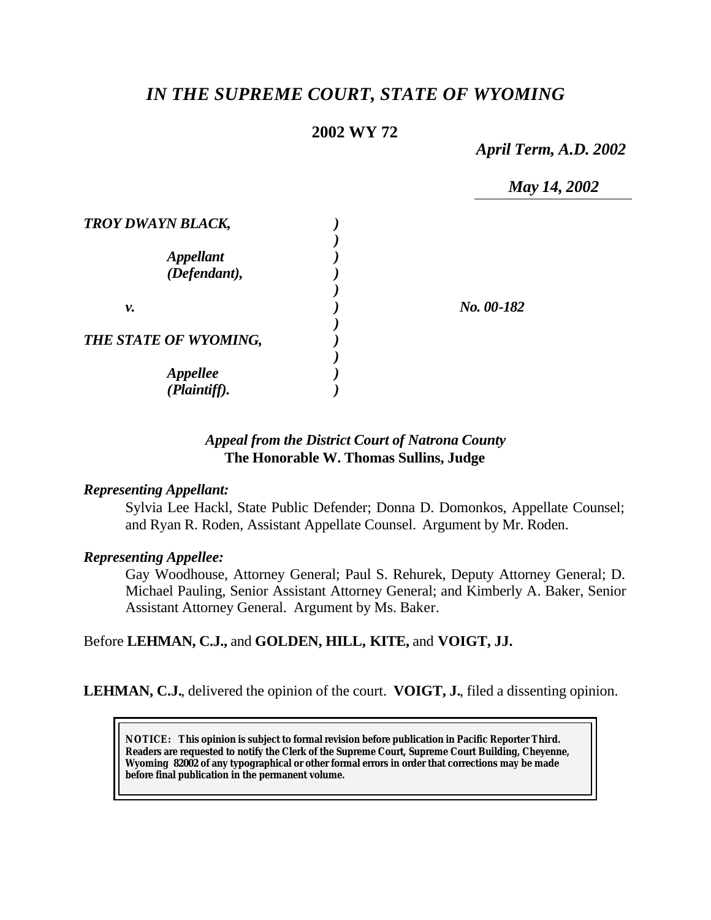# *IN THE SUPREME COURT, STATE OF WYOMING*

**2002 WY 72**

*April Term, A.D. 2002*

*May 14, 2002*

| | | |
|---|---|---|
| ***TROY DWAYN BLACK,*** | ***)*** | |
| | ***)*** | |
| ***Appellant*** | ***)*** | |
| ***(Defendant),*** | ***)*** | |
| | ***)*** | |
| ***v.*** | ***)*** | ***No. 00-182*** |
| | ***)*** | |
| ***THE STATE OF WYOMING,*** | ***)*** | |
| | ***)*** | |
| ***Appellee*** | ***)*** | |
| ***(Plaintiff).*** | ***)*** | |

*Appeal from the District Court of Natrona County*
**The Honorable W. Thomas Sullins, Judge**

***Representing Appellant:***

Sylvia Lee Hackl, State Public Defender; Donna D. Domonkos, Appellate Counsel; and Ryan R. Roden, Assistant Appellate Counsel. Argument by Mr. Roden.

***Representing Appellee:***

Gay Woodhouse, Attorney General; Paul S. Rehurek, Deputy Attorney General; D. Michael Pauling, Senior Assistant Attorney General; and Kimberly A. Baker, Senior Assistant Attorney General. Argument by Ms. Baker.

Before **LEHMAN, C.J.,** and **GOLDEN, HILL, KITE,** and **VOIGT, JJ.**

**LEHMAN, C.J.**, delivered the opinion of the court. **VOIGT, J.**, filed a dissenting opinion.

**NOTICE: This opinion is subject to formal revision before publication in Pacific Reporter Third. Readers are requested to notify the Clerk of the Supreme Court, Supreme Court Building, Cheyenne, Wyoming 82002 of any typographical or other formal errors in order that corrections may be made before final publication in the permanent volume.**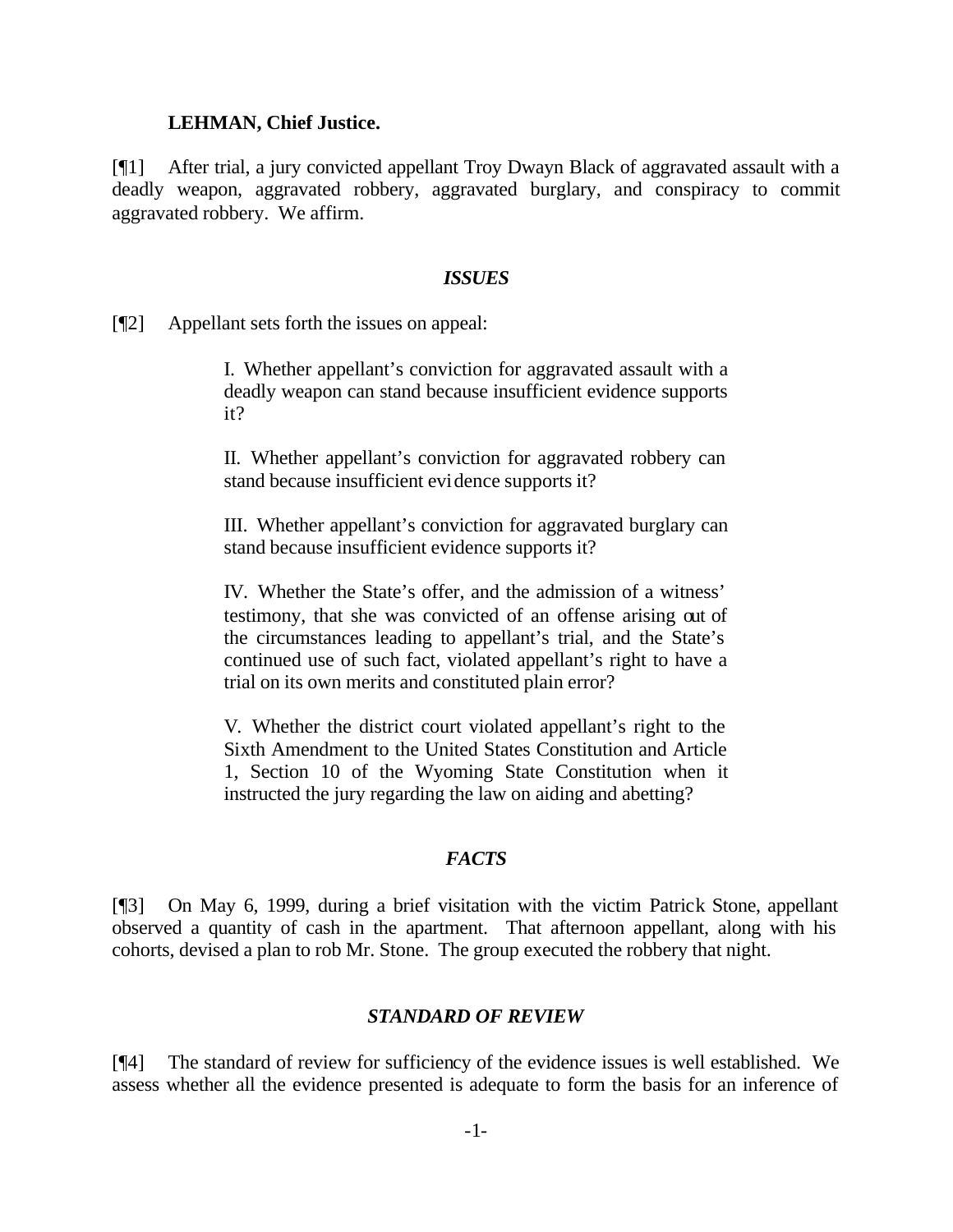**LEHMAN, Chief Justice.**

[¶1] After trial, a jury convicted appellant Troy Dwayn Black of aggravated assault with a deadly weapon, aggravated robbery, aggravated burglary, and conspiracy to commit aggravated robbery. We affirm.

## *ISSUES*

[¶2] Appellant sets forth the issues on appeal:

> I. Whether appellant's conviction for aggravated assault with a deadly weapon can stand because insufficient evidence supports it?
>
> II. Whether appellant's conviction for aggravated robbery can stand because insufficient evidence supports it?
>
> III. Whether appellant's conviction for aggravated burglary can stand because insufficient evidence supports it?
>
> IV. Whether the State's offer, and the admission of a witness' testimony, that she was convicted of an offense arising out of the circumstances leading to appellant's trial, and the State's continued use of such fact, violated appellant's right to have a trial on its own merits and constituted plain error?
>
> V. Whether the district court violated appellant's right to the Sixth Amendment to the United States Constitution and Article 1, Section 10 of the Wyoming State Constitution when it instructed the jury regarding the law on aiding and abetting?

## *FACTS*

[¶3] On May 6, 1999, during a brief visitation with the victim Patrick Stone, appellant observed a quantity of cash in the apartment. That afternoon appellant, along with his cohorts, devised a plan to rob Mr. Stone. The group executed the robbery that night.

## *STANDARD OF REVIEW*

[¶4] The standard of review for sufficiency of the evidence issues is well established. We assess whether all the evidence presented is adequate to form the basis for an inference of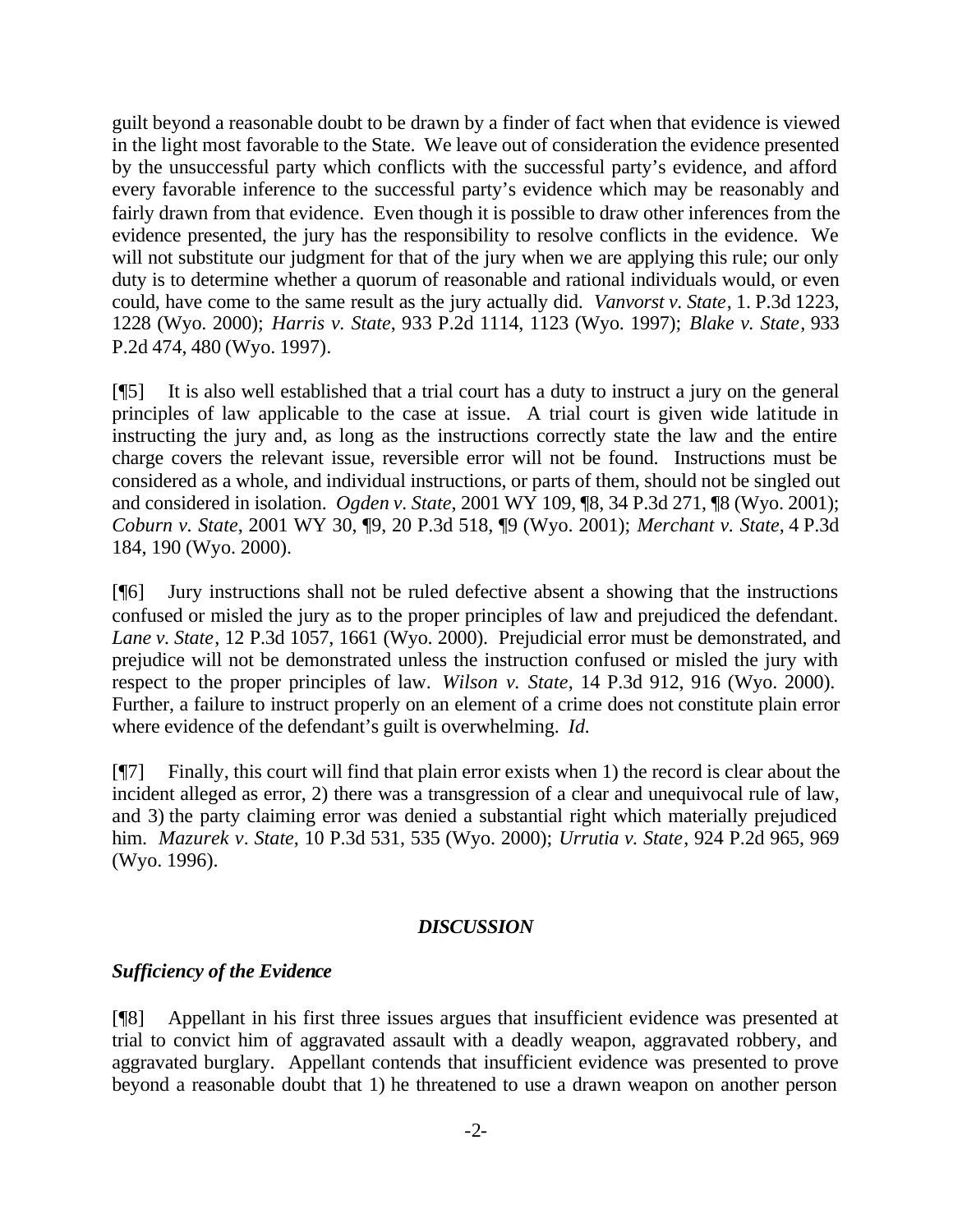guilt beyond a reasonable doubt to be drawn by a finder of fact when that evidence is viewed in the light most favorable to the State. We leave out of consideration the evidence presented by the unsuccessful party which conflicts with the successful party's evidence, and afford every favorable inference to the successful party's evidence which may be reasonably and fairly drawn from that evidence. Even though it is possible to draw other inferences from the evidence presented, the jury has the responsibility to resolve conflicts in the evidence. We will not substitute our judgment for that of the jury when we are applying this rule; our only duty is to determine whether a quorum of reasonable and rational individuals would, or even could, have come to the same result as the jury actually did. *Vanvorst v. State*, 1. P.3d 1223, 1228 (Wyo. 2000); *Harris v. State*, 933 P.2d 1114, 1123 (Wyo. 1997); *Blake v. State*, 933 P.2d 474, 480 (Wyo. 1997).

[¶5] It is also well established that a trial court has a duty to instruct a jury on the general principles of law applicable to the case at issue. A trial court is given wide latitude in instructing the jury and, as long as the instructions correctly state the law and the entire charge covers the relevant issue, reversible error will not be found. Instructions must be considered as a whole, and individual instructions, or parts of them, should not be singled out and considered in isolation. *Ogden v. State*, 2001 WY 109, ¶8, 34 P.3d 271, ¶8 (Wyo. 2001); *Coburn v. State*, 2001 WY 30, ¶9, 20 P.3d 518, ¶9 (Wyo. 2001); *Merchant v. State*, 4 P.3d 184, 190 (Wyo. 2000).

[¶6] Jury instructions shall not be ruled defective absent a showing that the instructions confused or misled the jury as to the proper principles of law and prejudiced the defendant. *Lane v. State*, 12 P.3d 1057, 1661 (Wyo. 2000). Prejudicial error must be demonstrated, and prejudice will not be demonstrated unless the instruction confused or misled the jury with respect to the proper principles of law. *Wilson v. State*, 14 P.3d 912, 916 (Wyo. 2000). Further, a failure to instruct properly on an element of a crime does not constitute plain error where evidence of the defendant's guilt is overwhelming. *Id.*

[¶7] Finally, this court will find that plain error exists when 1) the record is clear about the incident alleged as error, 2) there was a transgression of a clear and unequivocal rule of law, and 3) the party claiming error was denied a substantial right which materially prejudiced him. *Mazurek v. State*, 10 P.3d 531, 535 (Wyo. 2000); *Urrutia v. State*, 924 P.2d 965, 969 (Wyo. 1996).

## *DISCUSSION*

### *Sufficiency of the Evidence*

[¶8] Appellant in his first three issues argues that insufficient evidence was presented at trial to convict him of aggravated assault with a deadly weapon, aggravated robbery, and aggravated burglary. Appellant contends that insufficient evidence was presented to prove beyond a reasonable doubt that 1) he threatened to use a drawn weapon on another person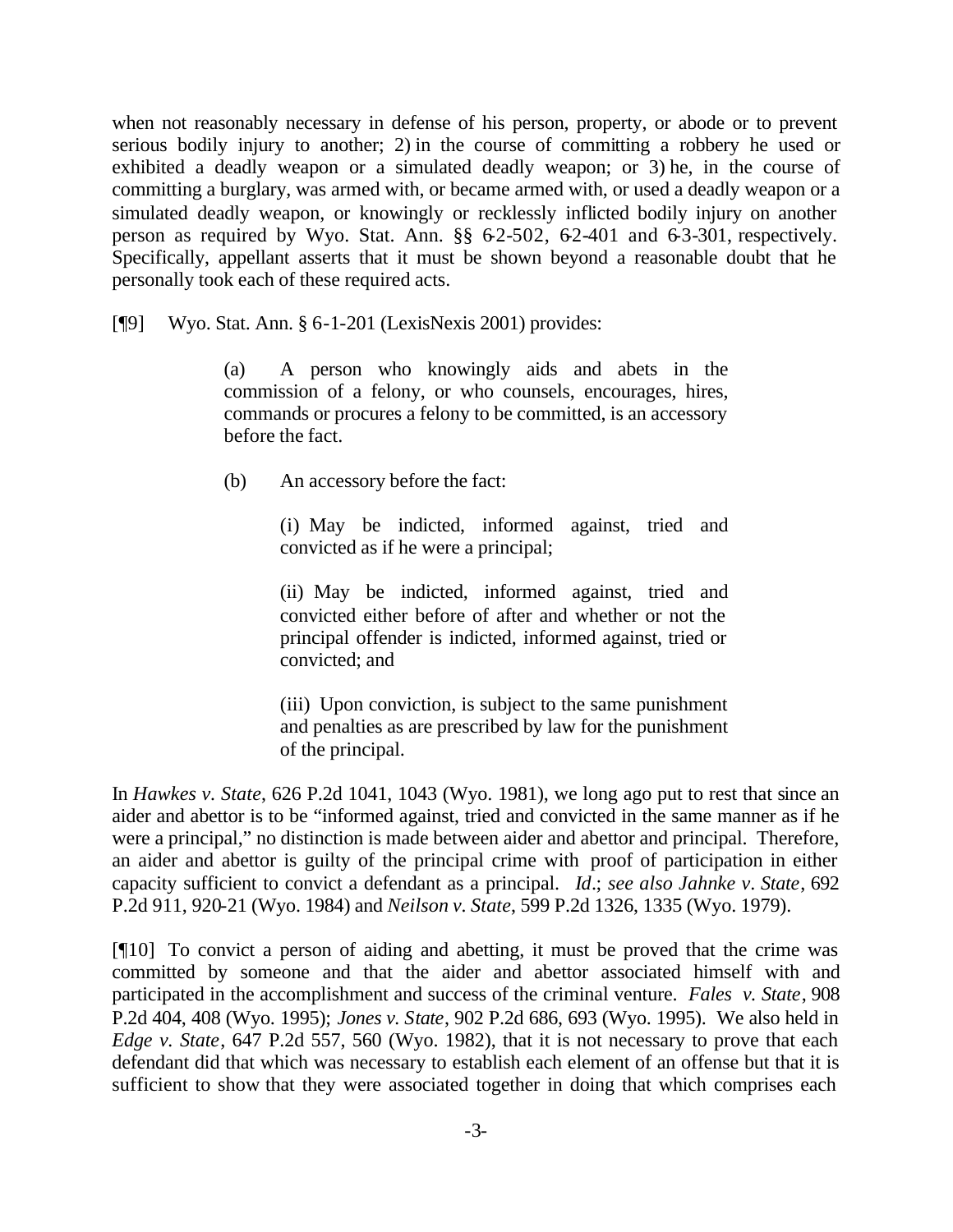when not reasonably necessary in defense of his person, property, or abode or to prevent serious bodily injury to another; 2) in the course of committing a robbery he used or exhibited a deadly weapon or a simulated deadly weapon; or 3) he, in the course of committing a burglary, was armed with, or became armed with, or used a deadly weapon or a simulated deadly weapon, or knowingly or recklessly inflicted bodily injury on another person as required by Wyo. Stat. Ann. §§ 6-2-502, 6-2-401 and 6-3-301, respectively. Specifically, appellant asserts that it must be shown beyond a reasonable doubt that he personally took each of these required acts.

[¶9] Wyo. Stat. Ann. § 6-1-201 (LexisNexis 2001) provides:

> (a) A person who knowingly aids and abets in the commission of a felony, or who counsels, encourages, hires, commands or procures a felony to be committed, is an accessory before the fact.
>
> (b) An accessory before the fact:
>
> (i) May be indicted, informed against, tried and convicted as if he were a principal;
>
> (ii) May be indicted, informed against, tried and convicted either before of after and whether or not the principal offender is indicted, informed against, tried or convicted; and
>
> (iii) Upon conviction, is subject to the same punishment and penalties as are prescribed by law for the punishment of the principal.

In *Hawkes v. State*, 626 P.2d 1041, 1043 (Wyo. 1981), we long ago put to rest that since an aider and abettor is to be "informed against, tried and convicted in the same manner as if he were a principal," no distinction is made between aider and abettor and principal. Therefore, an aider and abettor is guilty of the principal crime with proof of participation in either capacity sufficient to convict a defendant as a principal. *Id*.; *see also Jahnke v. State*, 692 P.2d 911, 920-21 (Wyo. 1984) and *Neilson v. State*, 599 P.2d 1326, 1335 (Wyo. 1979).

[¶10] To convict a person of aiding and abetting, it must be proved that the crime was committed by someone and that the aider and abettor associated himself with and participated in the accomplishment and success of the criminal venture. *Fales v. State*, 908 P.2d 404, 408 (Wyo. 1995); *Jones v. State*, 902 P.2d 686, 693 (Wyo. 1995). We also held in *Edge v. State*, 647 P.2d 557, 560 (Wyo. 1982), that it is not necessary to prove that each defendant did that which was necessary to establish each element of an offense but that it is sufficient to show that they were associated together in doing that which comprises each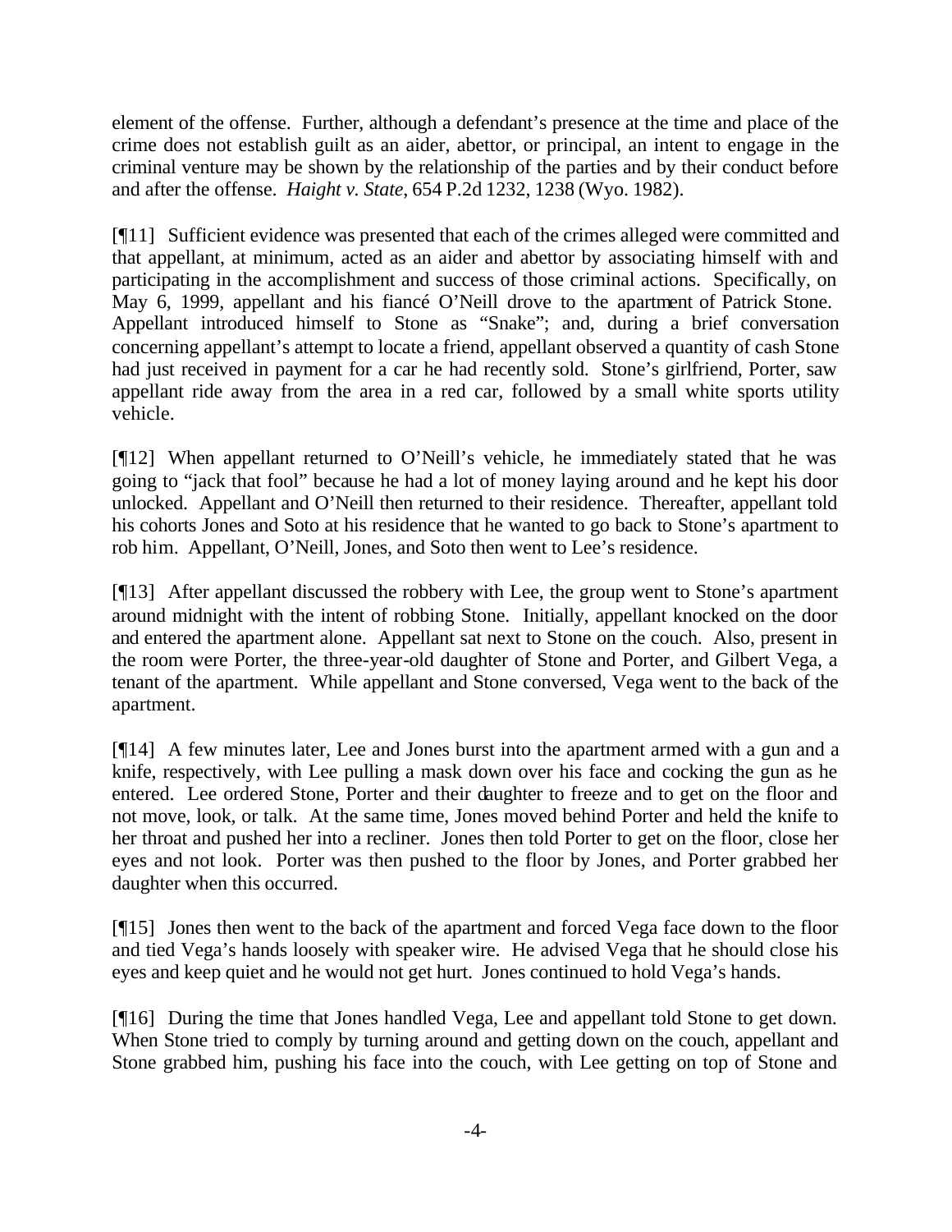element of the offense. Further, although a defendant's presence at the time and place of the crime does not establish guilt as an aider, abettor, or principal, an intent to engage in the criminal venture may be shown by the relationship of the parties and by their conduct before and after the offense. *Haight v. State*, 654 P.2d 1232, 1238 (Wyo. 1982).

[¶11] Sufficient evidence was presented that each of the crimes alleged were committed and that appellant, at minimum, acted as an aider and abettor by associating himself with and participating in the accomplishment and success of those criminal actions. Specifically, on May 6, 1999, appellant and his fiancé O'Neill drove to the apartment of Patrick Stone. Appellant introduced himself to Stone as "Snake"; and, during a brief conversation concerning appellant's attempt to locate a friend, appellant observed a quantity of cash Stone had just received in payment for a car he had recently sold. Stone's girlfriend, Porter, saw appellant ride away from the area in a red car, followed by a small white sports utility vehicle.

[¶12] When appellant returned to O'Neill's vehicle, he immediately stated that he was going to "jack that fool" because he had a lot of money laying around and he kept his door unlocked. Appellant and O'Neill then returned to their residence. Thereafter, appellant told his cohorts Jones and Soto at his residence that he wanted to go back to Stone's apartment to rob him. Appellant, O'Neill, Jones, and Soto then went to Lee's residence.

[¶13] After appellant discussed the robbery with Lee, the group went to Stone's apartment around midnight with the intent of robbing Stone. Initially, appellant knocked on the door and entered the apartment alone. Appellant sat next to Stone on the couch. Also, present in the room were Porter, the three-year-old daughter of Stone and Porter, and Gilbert Vega, a tenant of the apartment. While appellant and Stone conversed, Vega went to the back of the apartment.

[¶14] A few minutes later, Lee and Jones burst into the apartment armed with a gun and a knife, respectively, with Lee pulling a mask down over his face and cocking the gun as he entered. Lee ordered Stone, Porter and their daughter to freeze and to get on the floor and not move, look, or talk. At the same time, Jones moved behind Porter and held the knife to her throat and pushed her into a recliner. Jones then told Porter to get on the floor, close her eyes and not look. Porter was then pushed to the floor by Jones, and Porter grabbed her daughter when this occurred.

[¶15] Jones then went to the back of the apartment and forced Vega face down to the floor and tied Vega's hands loosely with speaker wire. He advised Vega that he should close his eyes and keep quiet and he would not get hurt. Jones continued to hold Vega's hands.

[¶16] During the time that Jones handled Vega, Lee and appellant told Stone to get down. When Stone tried to comply by turning around and getting down on the couch, appellant and Stone grabbed him, pushing his face into the couch, with Lee getting on top of Stone and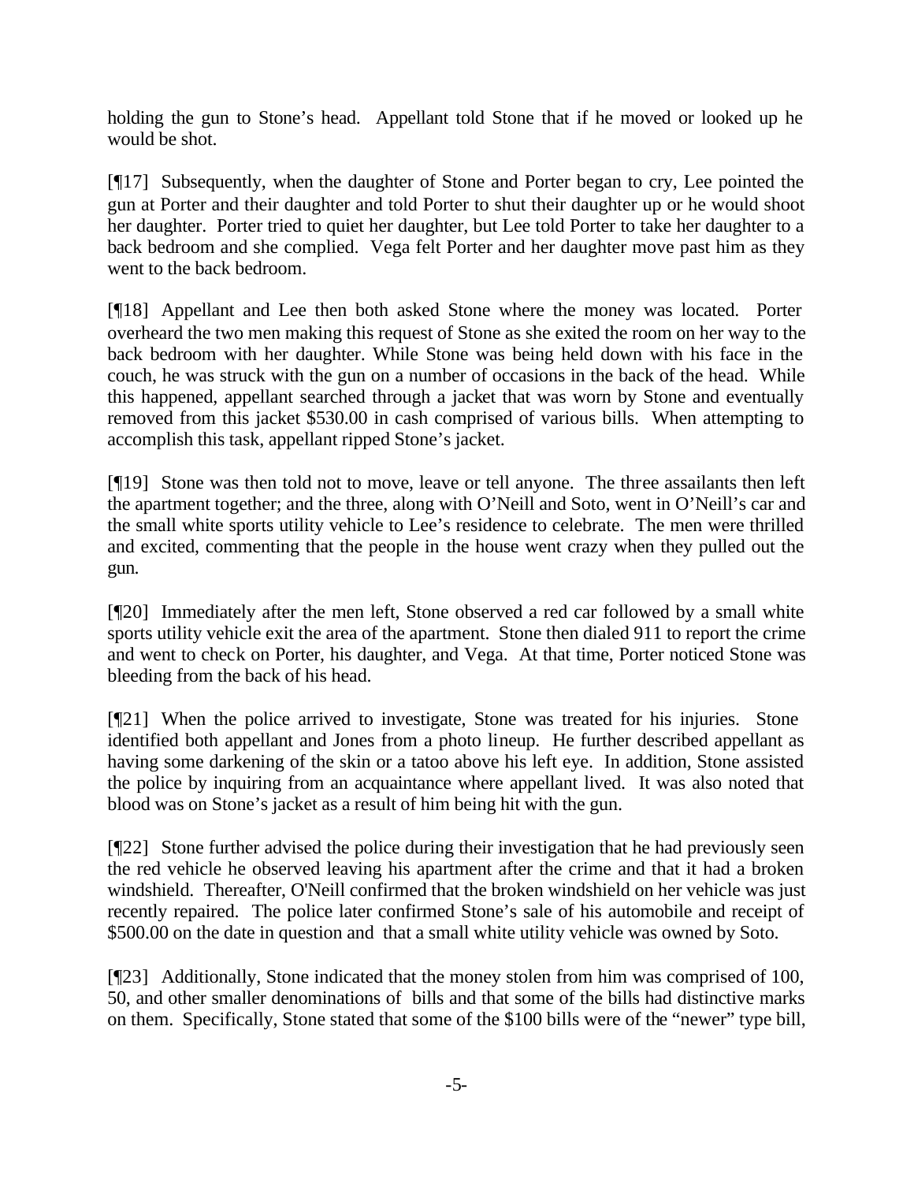holding the gun to Stone's head. Appellant told Stone that if he moved or looked up he would be shot.

[¶17] Subsequently, when the daughter of Stone and Porter began to cry, Lee pointed the gun at Porter and their daughter and told Porter to shut their daughter up or he would shoot her daughter. Porter tried to quiet her daughter, but Lee told Porter to take her daughter to a back bedroom and she complied. Vega felt Porter and her daughter move past him as they went to the back bedroom.

[¶18] Appellant and Lee then both asked Stone where the money was located. Porter overheard the two men making this request of Stone as she exited the room on her way to the back bedroom with her daughter. While Stone was being held down with his face in the couch, he was struck with the gun on a number of occasions in the back of the head. While this happened, appellant searched through a jacket that was worn by Stone and eventually removed from this jacket $530.00 in cash comprised of various bills. When attempting to accomplish this task, appellant ripped Stone's jacket.

[¶19] Stone was then told not to move, leave or tell anyone. The three assailants then left the apartment together; and the three, along with O'Neill and Soto, went in O'Neill's car and the small white sports utility vehicle to Lee's residence to celebrate. The men were thrilled and excited, commenting that the people in the house went crazy when they pulled out the gun.

[¶20] Immediately after the men left, Stone observed a red car followed by a small white sports utility vehicle exit the area of the apartment. Stone then dialed 911 to report the crime and went to check on Porter, his daughter, and Vega. At that time, Porter noticed Stone was bleeding from the back of his head.

[¶21] When the police arrived to investigate, Stone was treated for his injuries. Stone identified both appellant and Jones from a photo lineup. He further described appellant as having some darkening of the skin or a tatoo above his left eye. In addition, Stone assisted the police by inquiring from an acquaintance where appellant lived. It was also noted that blood was on Stone's jacket as a result of him being hit with the gun.

[¶22] Stone further advised the police during their investigation that he had previously seen the red vehicle he observed leaving his apartment after the crime and that it had a broken windshield. Thereafter, O'Neill confirmed that the broken windshield on her vehicle was just recently repaired. The police later confirmed Stone's sale of his automobile and receipt of $500.00 on the date in question and that a small white utility vehicle was owned by Soto.

[¶23] Additionally, Stone indicated that the money stolen from him was comprised of 100, 50, and other smaller denominations of bills and that some of the bills had distinctive marks on them. Specifically, Stone stated that some of the $100 bills were of the "newer" type bill,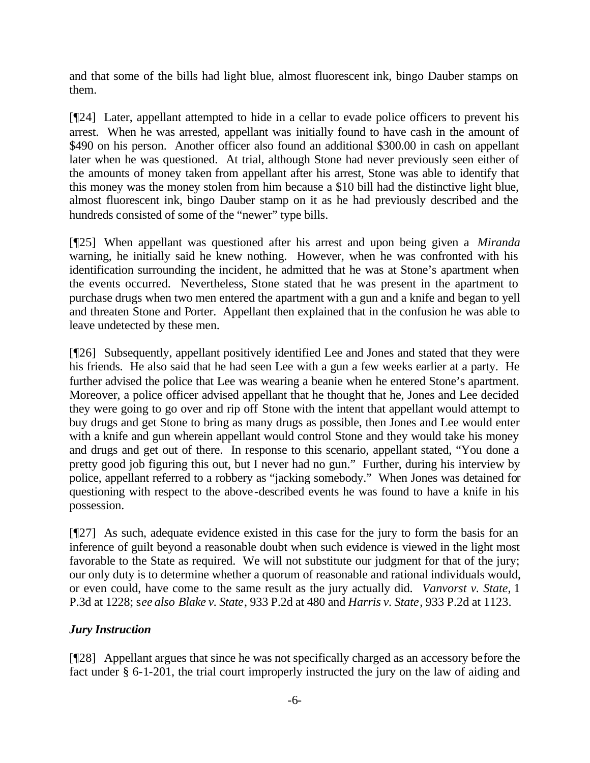and that some of the bills had light blue, almost fluorescent ink, bingo Dauber stamps on them.

[¶24] Later, appellant attempted to hide in a cellar to evade police officers to prevent his arrest. When he was arrested, appellant was initially found to have cash in the amount of $490 on his person. Another officer also found an additional $300.00 in cash on appellant later when he was questioned. At trial, although Stone had never previously seen either of the amounts of money taken from appellant after his arrest, Stone was able to identify that this money was the money stolen from him because a $10 bill had the distinctive light blue, almost fluorescent ink, bingo Dauber stamp on it as he had previously described and the hundreds consisted of some of the "newer" type bills.

[¶25] When appellant was questioned after his arrest and upon being given a *Miranda* warning, he initially said he knew nothing. However, when he was confronted with his identification surrounding the incident, he admitted that he was at Stone's apartment when the events occurred. Nevertheless, Stone stated that he was present in the apartment to purchase drugs when two men entered the apartment with a gun and a knife and began to yell and threaten Stone and Porter. Appellant then explained that in the confusion he was able to leave undetected by these men.

[¶26] Subsequently, appellant positively identified Lee and Jones and stated that they were his friends. He also said that he had seen Lee with a gun a few weeks earlier at a party. He further advised the police that Lee was wearing a beanie when he entered Stone's apartment. Moreover, a police officer advised appellant that he thought that he, Jones and Lee decided they were going to go over and rip off Stone with the intent that appellant would attempt to buy drugs and get Stone to bring as many drugs as possible, then Jones and Lee would enter with a knife and gun wherein appellant would control Stone and they would take his money and drugs and get out of there. In response to this scenario, appellant stated, "You done a pretty good job figuring this out, but I never had no gun." Further, during his interview by police, appellant referred to a robbery as "jacking somebody." When Jones was detained for questioning with respect to the above-described events he was found to have a knife in his possession.

[¶27] As such, adequate evidence existed in this case for the jury to form the basis for an inference of guilt beyond a reasonable doubt when such evidence is viewed in the light most favorable to the State as required. We will not substitute our judgment for that of the jury; our only duty is to determine whether a quorum of reasonable and rational individuals would, or even could, have come to the same result as the jury actually did. *Vanvorst v. State*, 1 P.3d at 1228; s*ee also Blake v. State*, 933 P.2d at 480 and *Harris v. State*, 933 P.2d at 1123.

***Jury Instruction***

[¶28] Appellant argues that since he was not specifically charged as an accessory before the fact under § 6-1-201, the trial court improperly instructed the jury on the law of aiding and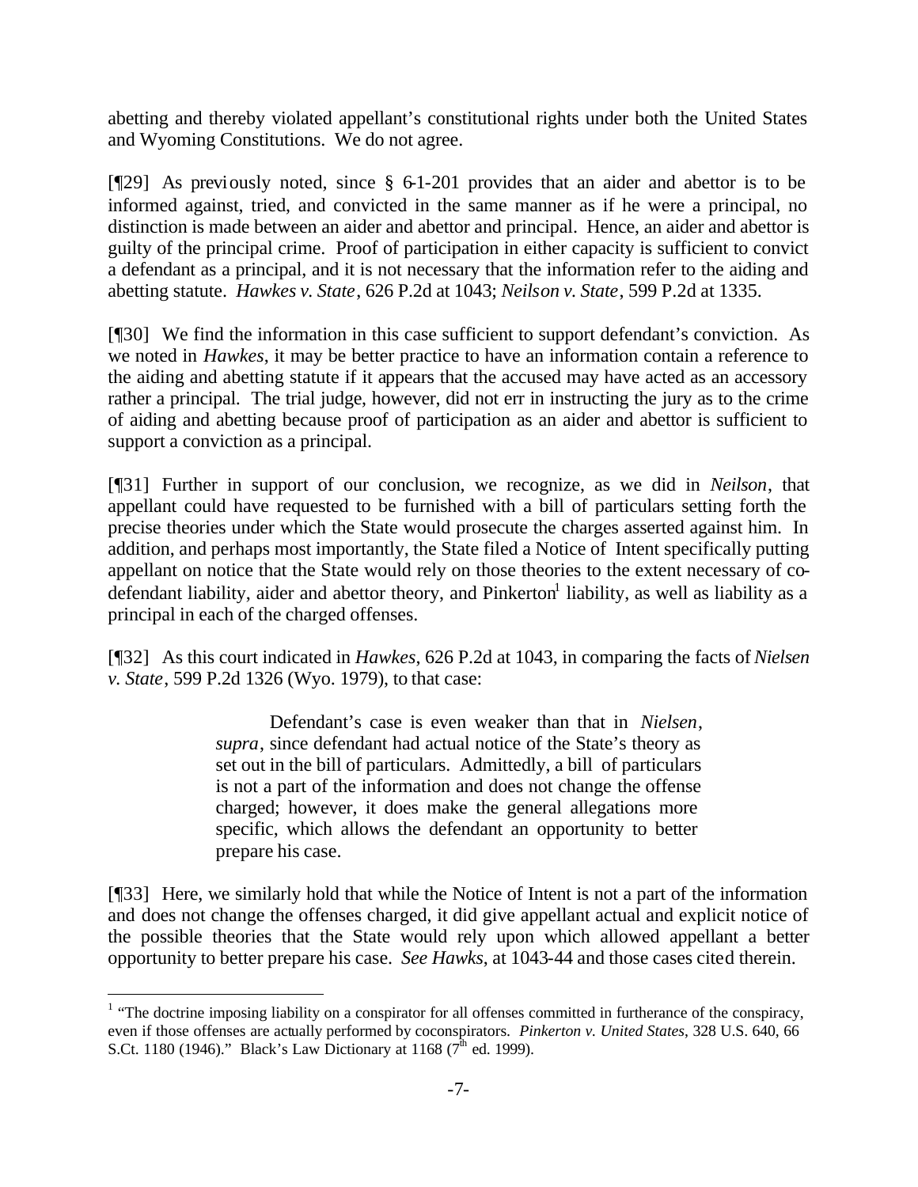abetting and thereby violated appellant's constitutional rights under both the United States and Wyoming Constitutions. We do not agree.

[¶29] As previously noted, since § 6-1-201 provides that an aider and abettor is to be informed against, tried, and convicted in the same manner as if he were a principal, no distinction is made between an aider and abettor and principal. Hence, an aider and abettor is guilty of the principal crime. Proof of participation in either capacity is sufficient to convict a defendant as a principal, and it is not necessary that the information refer to the aiding and abetting statute. *Hawkes v. State*, 626 P.2d at 1043; *Neilson v. State*, 599 P.2d at 1335.

[¶30] We find the information in this case sufficient to support defendant's conviction. As we noted in *Hawkes*, it may be better practice to have an information contain a reference to the aiding and abetting statute if it appears that the accused may have acted as an accessory rather a principal. The trial judge, however, did not err in instructing the jury as to the crime of aiding and abetting because proof of participation as an aider and abettor is sufficient to support a conviction as a principal.

[¶31] Further in support of our conclusion, we recognize, as we did in *Neilson*, that appellant could have requested to be furnished with a bill of particulars setting forth the precise theories under which the State would prosecute the charges asserted against him. In addition, and perhaps most importantly, the State filed a Notice of Intent specifically putting appellant on notice that the State would rely on those theories to the extent necessary of co-defendant liability, aider and abettor theory, and Pinkerton[1] liability, as well as liability as a principal in each of the charged offenses.

[¶32] As this court indicated in *Hawkes*, 626 P.2d at 1043, in comparing the facts of *Nielsen v. State*, 599 P.2d 1326 (Wyo. 1979), to that case:

> Defendant's case is even weaker than that in *Nielsen*, *supra*, since defendant had actual notice of the State's theory as set out in the bill of particulars. Admittedly, a bill of particulars is not a part of the information and does not change the offense charged; however, it does make the general allegations more specific, which allows the defendant an opportunity to better prepare his case.

[¶33] Here, we similarly hold that while the Notice of Intent is not a part of the information and does not change the offenses charged, it did give appellant actual and explicit notice of the possible theories that the State would rely upon which allowed appellant a better opportunity to better prepare his case. *See Hawks*, at 1043-44 and those cases cited therein.

---

[1] "The doctrine imposing liability on a conspirator for all offenses committed in furtherance of the conspiracy, even if those offenses are actually performed by coconspirators. *Pinkerton v. United States*, 328 U.S. 640, 66 S.Ct. 1180 (1946)." Black's Law Dictionary at 1168 (7th ed. 1999).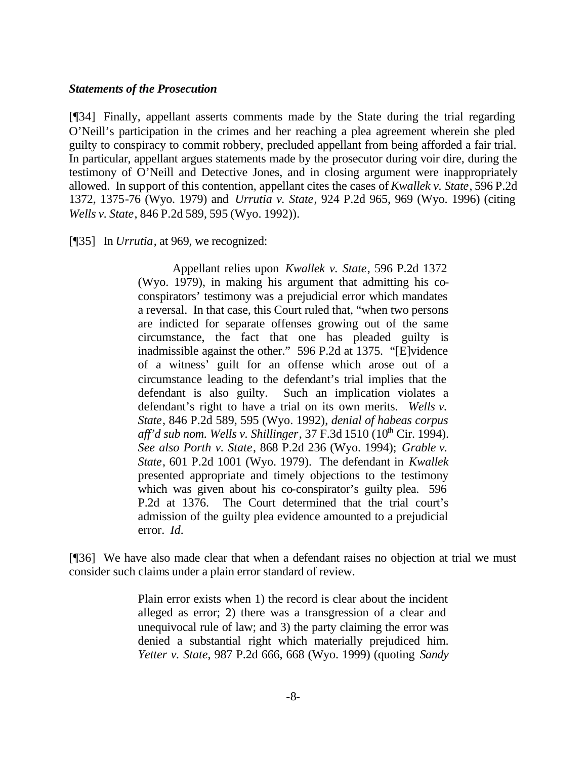***Statements of the Prosecution***

[¶34] Finally, appellant asserts comments made by the State during the trial regarding O'Neill's participation in the crimes and her reaching a plea agreement wherein she pled guilty to conspiracy to commit robbery, precluded appellant from being afforded a fair trial. In particular, appellant argues statements made by the prosecutor during voir dire, during the testimony of O'Neill and Detective Jones, and in closing argument were inappropriately allowed. In support of this contention, appellant cites the cases of *Kwallek v. State*, 596 P.2d 1372, 1375-76 (Wyo. 1979) and *Urrutia v. State*, 924 P.2d 965, 969 (Wyo. 1996) (citing *Wells v. State*, 846 P.2d 589, 595 (Wyo. 1992)).

[¶35] In *Urrutia*, at 969, we recognized:

> Appellant relies upon *Kwallek v. State*, 596 P.2d 1372 (Wyo. 1979), in making his argument that admitting his co-conspirators' testimony was a prejudicial error which mandates a reversal. In that case, this Court ruled that, "when two persons are indicted for separate offenses growing out of the same circumstance, the fact that one has pleaded guilty is inadmissible against the other." 596 P.2d at 1375. "[E]vidence of a witness' guilt for an offense which arose out of a circumstance leading to the defendant's trial implies that the defendant is also guilty. Such an implication violates a defendant's right to have a trial on its own merits. *Wells v. State*, 846 P.2d 589, 595 (Wyo. 1992), *denial of habeas corpus aff'd sub nom. Wells v. Shillinger*, 37 F.3d 1510 (10th Cir. 1994). *See also Porth v. State*, 868 P.2d 236 (Wyo. 1994); *Grable v. State*, 601 P.2d 1001 (Wyo. 1979). The defendant in *Kwallek* presented appropriate and timely objections to the testimony which was given about his co-conspirator's guilty plea. 596 P.2d at 1376. The Court determined that the trial court's admission of the guilty plea evidence amounted to a prejudicial error. *Id.*

[¶36] We have also made clear that when a defendant raises no objection at trial we must consider such claims under a plain error standard of review.

> Plain error exists when 1) the record is clear about the incident alleged as error; 2) there was a transgression of a clear and unequivocal rule of law; and 3) the party claiming the error was denied a substantial right which materially prejudiced him. *Yetter v. State*, 987 P.2d 666, 668 (Wyo. 1999) (quoting *Sandy*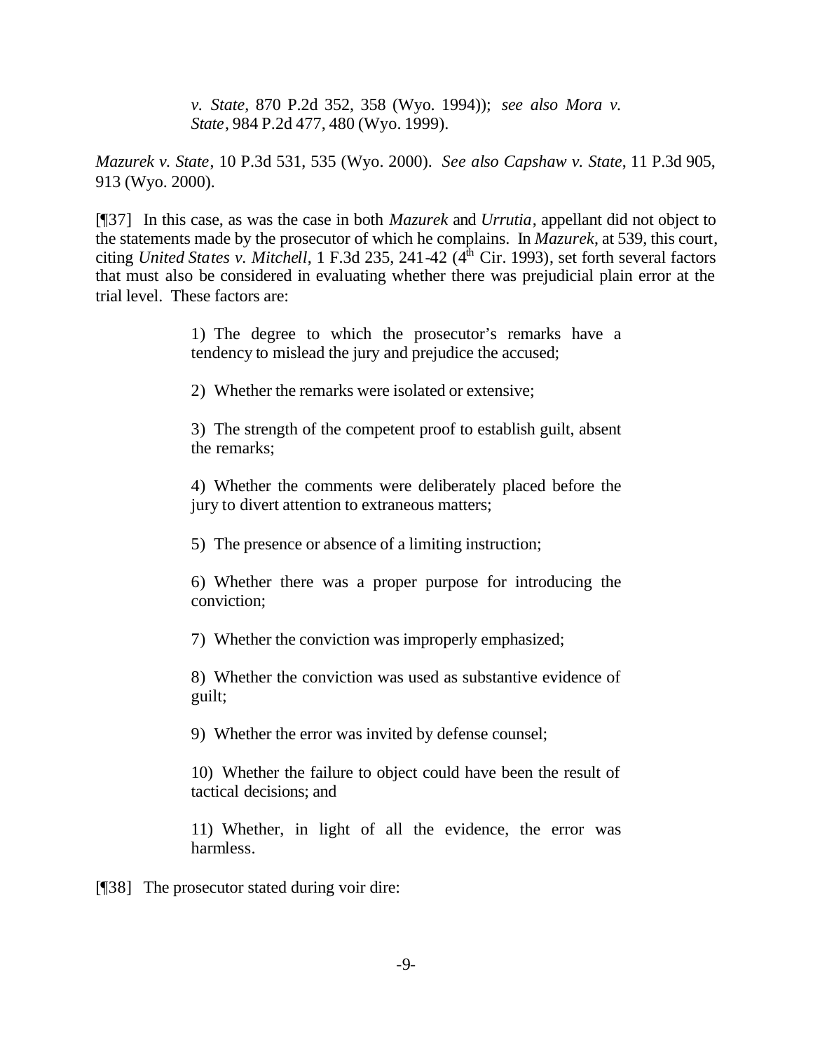> *v. State*, 870 P.2d 352, 358 (Wyo. 1994)); *see also Mora v. State*, 984 P.2d 477, 480 (Wyo. 1999).

*Mazurek v. State*, 10 P.3d 531, 535 (Wyo. 2000). *See also Capshaw v. State*, 11 P.3d 905, 913 (Wyo. 2000).

[¶37] In this case, as was the case in both *Mazurek* and *Urrutia*, appellant did not object to the statements made by the prosecutor of which he complains. In *Mazurek*, at 539, this court, citing *United States v. Mitchell*, 1 F.3d 235, 241-42 (4th Cir. 1993), set forth several factors that must also be considered in evaluating whether there was prejudicial plain error at the trial level. These factors are:

> 1) The degree to which the prosecutor's remarks have a tendency to mislead the jury and prejudice the accused;
>
> 2) Whether the remarks were isolated or extensive;
>
> 3) The strength of the competent proof to establish guilt, absent the remarks;
>
> 4) Whether the comments were deliberately placed before the jury to divert attention to extraneous matters;
>
> 5) The presence or absence of a limiting instruction;
>
> 6) Whether there was a proper purpose for introducing the conviction;
>
> 7) Whether the conviction was improperly emphasized;
>
> 8) Whether the conviction was used as substantive evidence of guilt;
>
> 9) Whether the error was invited by defense counsel;
>
> 10) Whether the failure to object could have been the result of tactical decisions; and
>
> 11) Whether, in light of all the evidence, the error was harmless.

[¶38] The prosecutor stated during voir dire: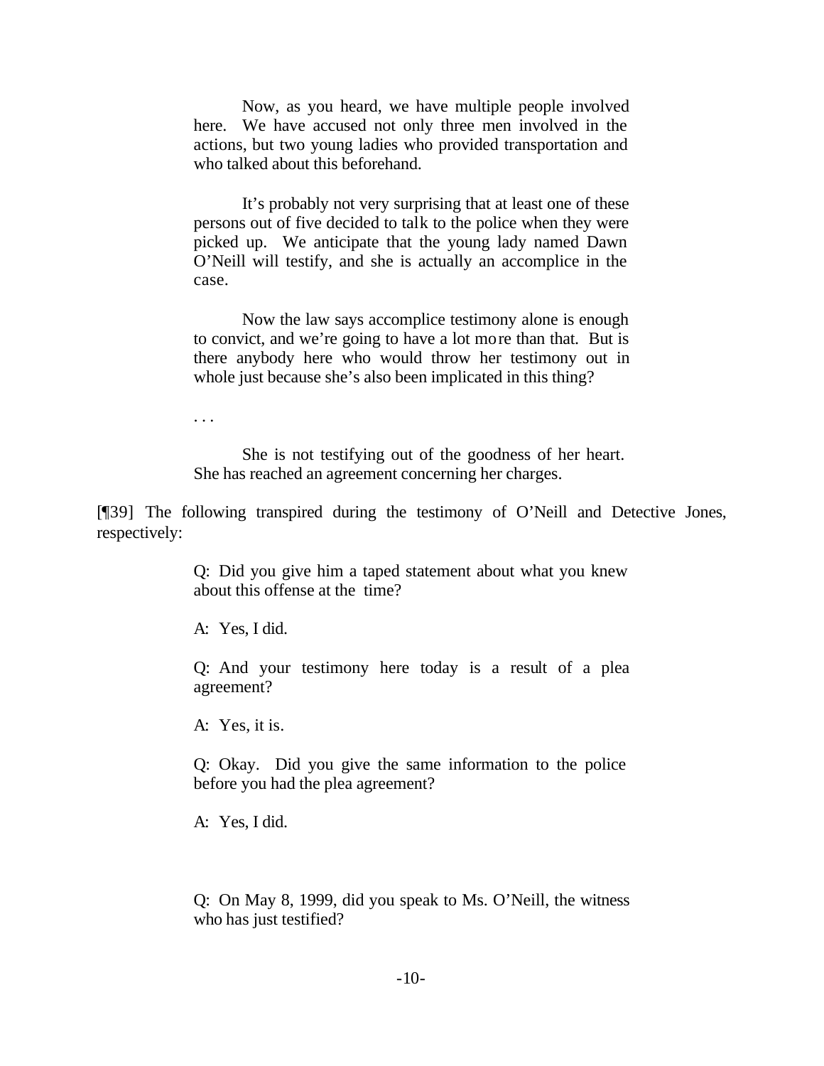> Now, as you heard, we have multiple people involved here. We have accused not only three men involved in the actions, but two young ladies who provided transportation and who talked about this beforehand.
>
> It's probably not very surprising that at least one of these persons out of five decided to talk to the police when they were picked up. We anticipate that the young lady named Dawn O'Neill will testify, and she is actually an accomplice in the case.
>
> Now the law says accomplice testimony alone is enough to convict, and we're going to have a lot more than that. But is there anybody here who would throw her testimony out in whole just because she's also been implicated in this thing?
>
> . . .
>
> She is not testifying out of the goodness of her heart. She has reached an agreement concerning her charges.

[¶39] The following transpired during the testimony of O'Neill and Detective Jones, respectively:

> Q: Did you give him a taped statement about what you knew about this offense at the time?
>
> A: Yes, I did.
>
> Q: And your testimony here today is a result of a plea agreement?
>
> A: Yes, it is.
>
> Q: Okay. Did you give the same information to the police before you had the plea agreement?
>
> A: Yes, I did.

> Q: On May 8, 1999, did you speak to Ms. O'Neill, the witness who has just testified?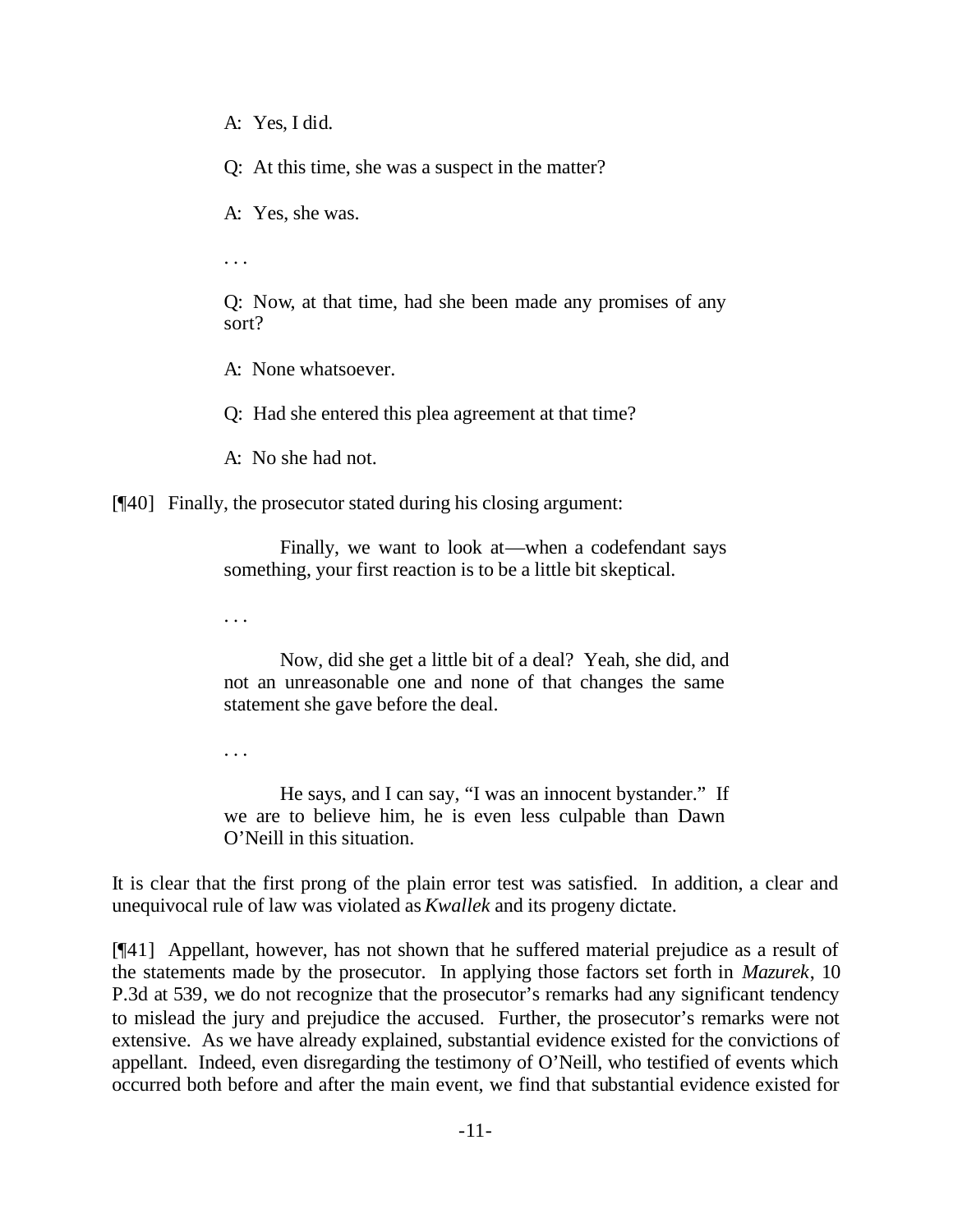> A: Yes, I did.
>
> Q: At this time, she was a suspect in the matter?
>
> A: Yes, she was.
>
> . . .
>
> Q: Now, at that time, had she been made any promises of any sort?
>
> A: None whatsoever.
>
> Q: Had she entered this plea agreement at that time?
>
> A: No she had not.

[¶40] Finally, the prosecutor stated during his closing argument:

> Finally, we want to look at—when a codefendant says something, your first reaction is to be a little bit skeptical.
>
> . . .
>
> Now, did she get a little bit of a deal? Yeah, she did, and not an unreasonable one and none of that changes the same statement she gave before the deal.
>
> . . .
>
> He says, and I can say, "I was an innocent bystander." If we are to believe him, he is even less culpable than Dawn O'Neill in this situation.

It is clear that the first prong of the plain error test was satisfied. In addition, a clear and unequivocal rule of law was violated as *Kwallek* and its progeny dictate.

[¶41] Appellant, however, has not shown that he suffered material prejudice as a result of the statements made by the prosecutor. In applying those factors set forth in *Mazurek*, 10 P.3d at 539, we do not recognize that the prosecutor's remarks had any significant tendency to mislead the jury and prejudice the accused. Further, the prosecutor's remarks were not extensive. As we have already explained, substantial evidence existed for the convictions of appellant. Indeed, even disregarding the testimony of O'Neill, who testified of events which occurred both before and after the main event, we find that substantial evidence existed for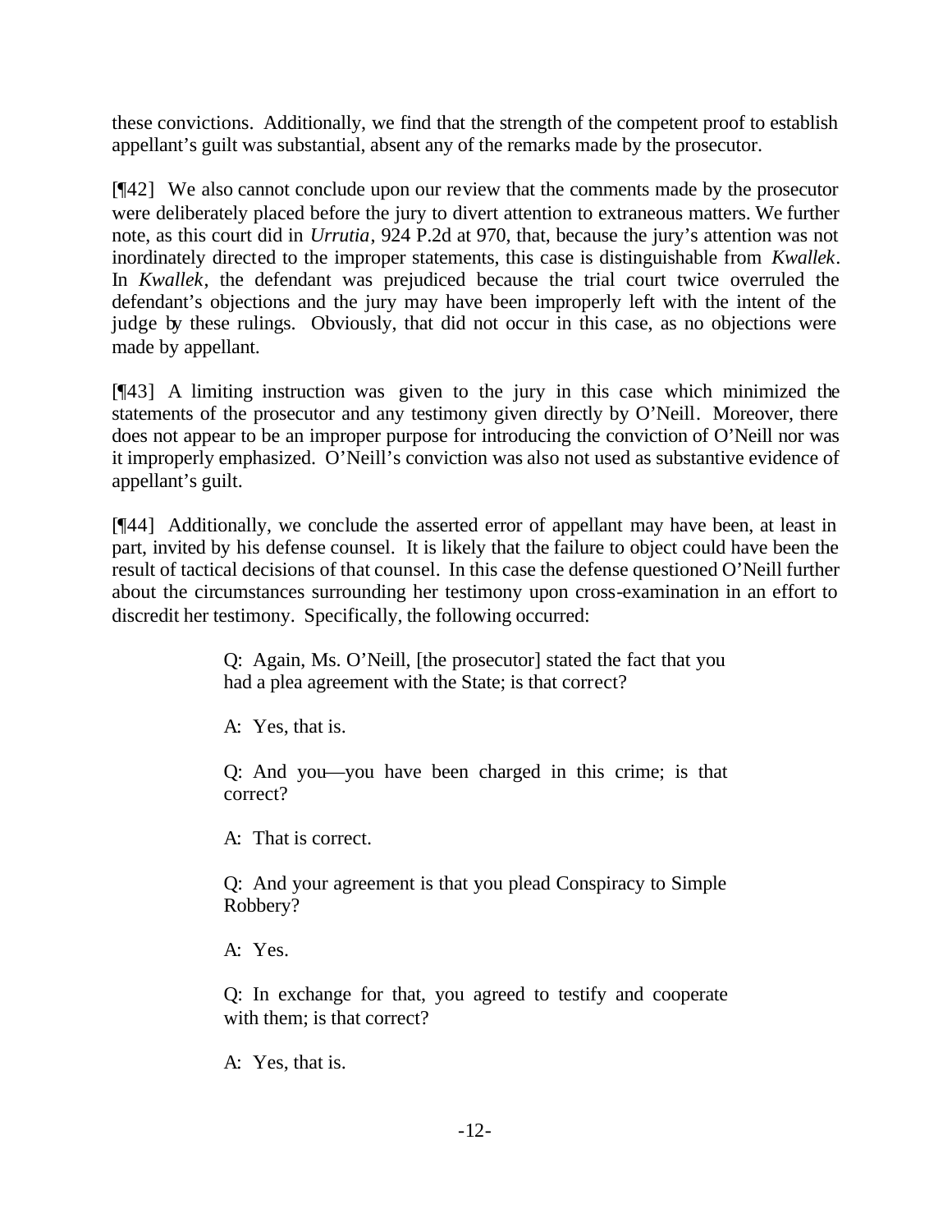these convictions. Additionally, we find that the strength of the competent proof to establish appellant's guilt was substantial, absent any of the remarks made by the prosecutor.

[¶42] We also cannot conclude upon our review that the comments made by the prosecutor were deliberately placed before the jury to divert attention to extraneous matters. We further note, as this court did in *Urrutia*, 924 P.2d at 970, that, because the jury's attention was not inordinately directed to the improper statements, this case is distinguishable from *Kwallek*. In *Kwallek*, the defendant was prejudiced because the trial court twice overruled the defendant's objections and the jury may have been improperly left with the intent of the judge by these rulings. Obviously, that did not occur in this case, as no objections were made by appellant.

[¶43] A limiting instruction was given to the jury in this case which minimized the statements of the prosecutor and any testimony given directly by O'Neill. Moreover, there does not appear to be an improper purpose for introducing the conviction of O'Neill nor was it improperly emphasized. O'Neill's conviction was also not used as substantive evidence of appellant's guilt.

[¶44] Additionally, we conclude the asserted error of appellant may have been, at least in part, invited by his defense counsel. It is likely that the failure to object could have been the result of tactical decisions of that counsel. In this case the defense questioned O'Neill further about the circumstances surrounding her testimony upon cross-examination in an effort to discredit her testimony. Specifically, the following occurred:

> Q: Again, Ms. O'Neill, [the prosecutor] stated the fact that you had a plea agreement with the State; is that correct?
>
> A: Yes, that is.
>
> Q: And you—you have been charged in this crime; is that correct?
>
> A: That is correct.
>
> Q: And your agreement is that you plead Conspiracy to Simple Robbery?
>
> A: Yes.
>
> Q: In exchange for that, you agreed to testify and cooperate with them; is that correct?
>
> A: Yes, that is.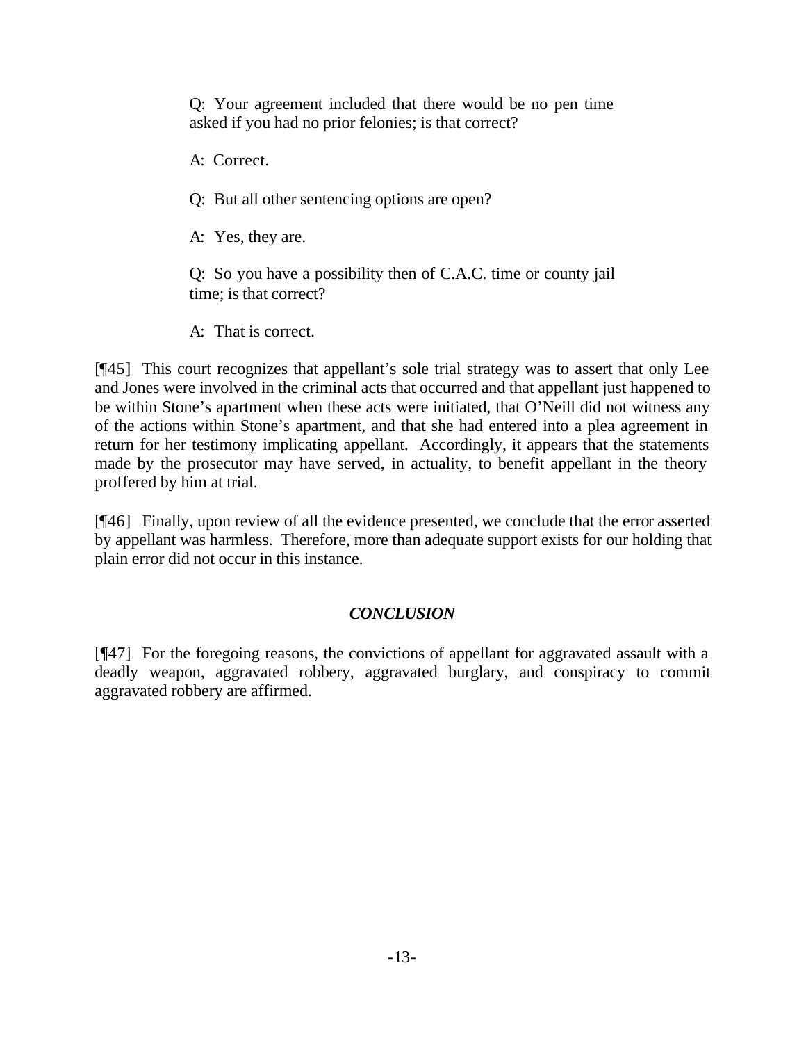> Q: Your agreement included that there would be no pen time asked if you had no prior felonies; is that correct?
>
> A: Correct.
>
> Q: But all other sentencing options are open?
>
> A: Yes, they are.
>
> Q: So you have a possibility then of C.A.C. time or county jail time; is that correct?
>
> A: That is correct.

[¶45] This court recognizes that appellant's sole trial strategy was to assert that only Lee and Jones were involved in the criminal acts that occurred and that appellant just happened to be within Stone's apartment when these acts were initiated, that O'Neill did not witness any of the actions within Stone's apartment, and that she had entered into a plea agreement in return for her testimony implicating appellant. Accordingly, it appears that the statements made by the prosecutor may have served, in actuality, to benefit appellant in the theory proffered by him at trial.

[¶46] Finally, upon review of all the evidence presented, we conclude that the error asserted by appellant was harmless. Therefore, more than adequate support exists for our holding that plain error did not occur in this instance.

## *CONCLUSION*

[¶47] For the foregoing reasons, the convictions of appellant for aggravated assault with a deadly weapon, aggravated robbery, aggravated burglary, and conspiracy to commit aggravated robbery are affirmed.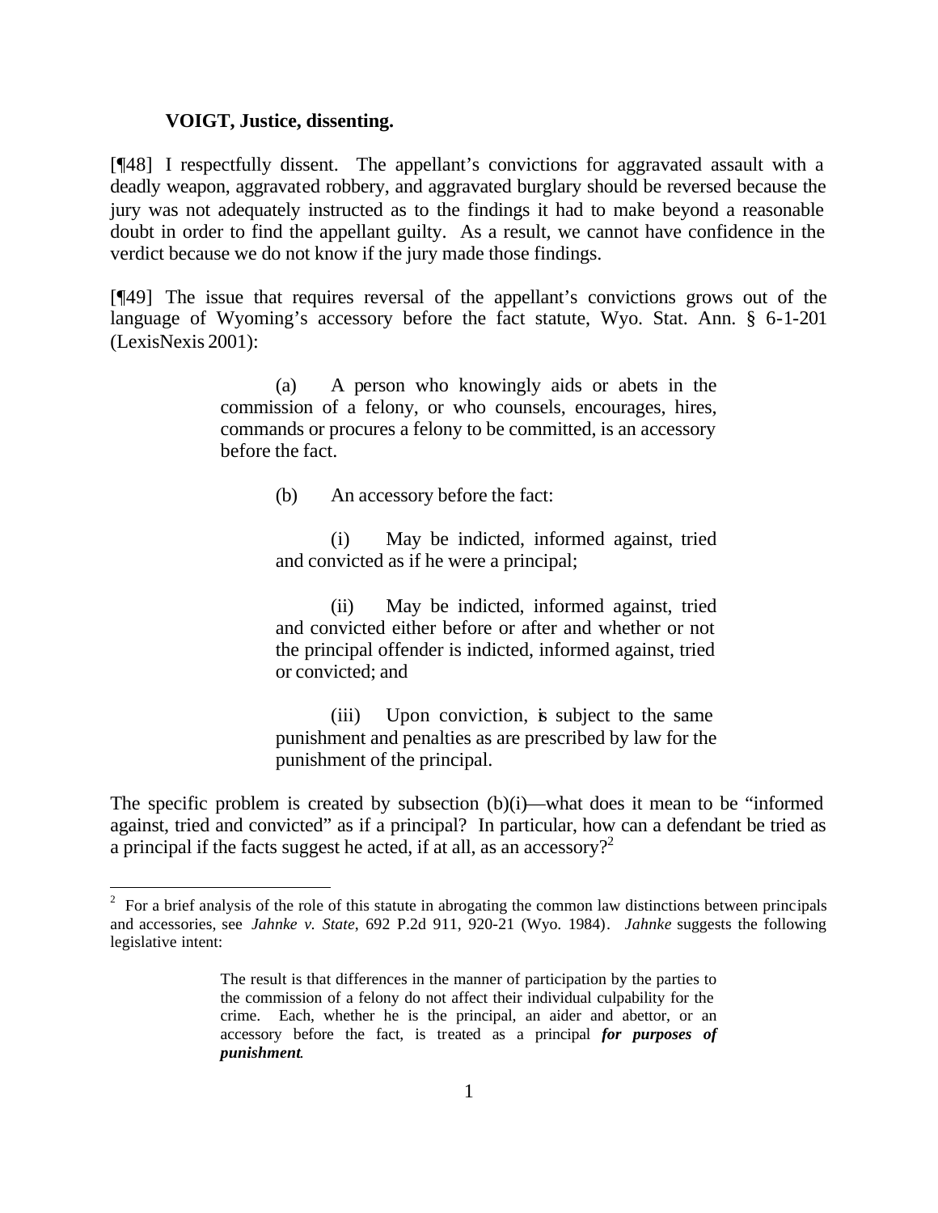**VOIGT, Justice, dissenting.**

[¶48] I respectfully dissent. The appellant's convictions for aggravated assault with a deadly weapon, aggravated robbery, and aggravated burglary should be reversed because the jury was not adequately instructed as to the findings it had to make beyond a reasonable doubt in order to find the appellant guilty. As a result, we cannot have confidence in the verdict because we do not know if the jury made those findings.

[¶49] The issue that requires reversal of the appellant's convictions grows out of the language of Wyoming's accessory before the fact statute, Wyo. Stat. Ann. § 6-1-201 (LexisNexis 2001):

> (a) A person who knowingly aids or abets in the commission of a felony, or who counsels, encourages, hires, commands or procures a felony to be committed, is an accessory before the fact.
>
> (b) An accessory before the fact:
>
> (i) May be indicted, informed against, tried and convicted as if he were a principal;
>
> (ii) May be indicted, informed against, tried and convicted either before or after and whether or not the principal offender is indicted, informed against, tried or convicted; and
>
> (iii) Upon conviction, is subject to the same punishment and penalties as are prescribed by law for the punishment of the principal.

The specific problem is created by subsection (b)(i)—what does it mean to be "informed against, tried and convicted" as if a principal? In particular, how can a defendant be tried as a principal if the facts suggest he acted, if at all, as an accessory?[2]

---

[2] For a brief analysis of the role of this statute in abrogating the common law distinctions between principals and accessories, see *Jahnke v. State*, 692 P.2d 911, 920-21 (Wyo. 1984). *Jahnke* suggests the following legislative intent:

> The result is that differences in the manner of participation by the parties to the commission of a felony do not affect their individual culpability for the crime. Each, whether he is the principal, an aider and abettor, or an accessory before the fact, is treated as a principal ***for purposes of punishment***.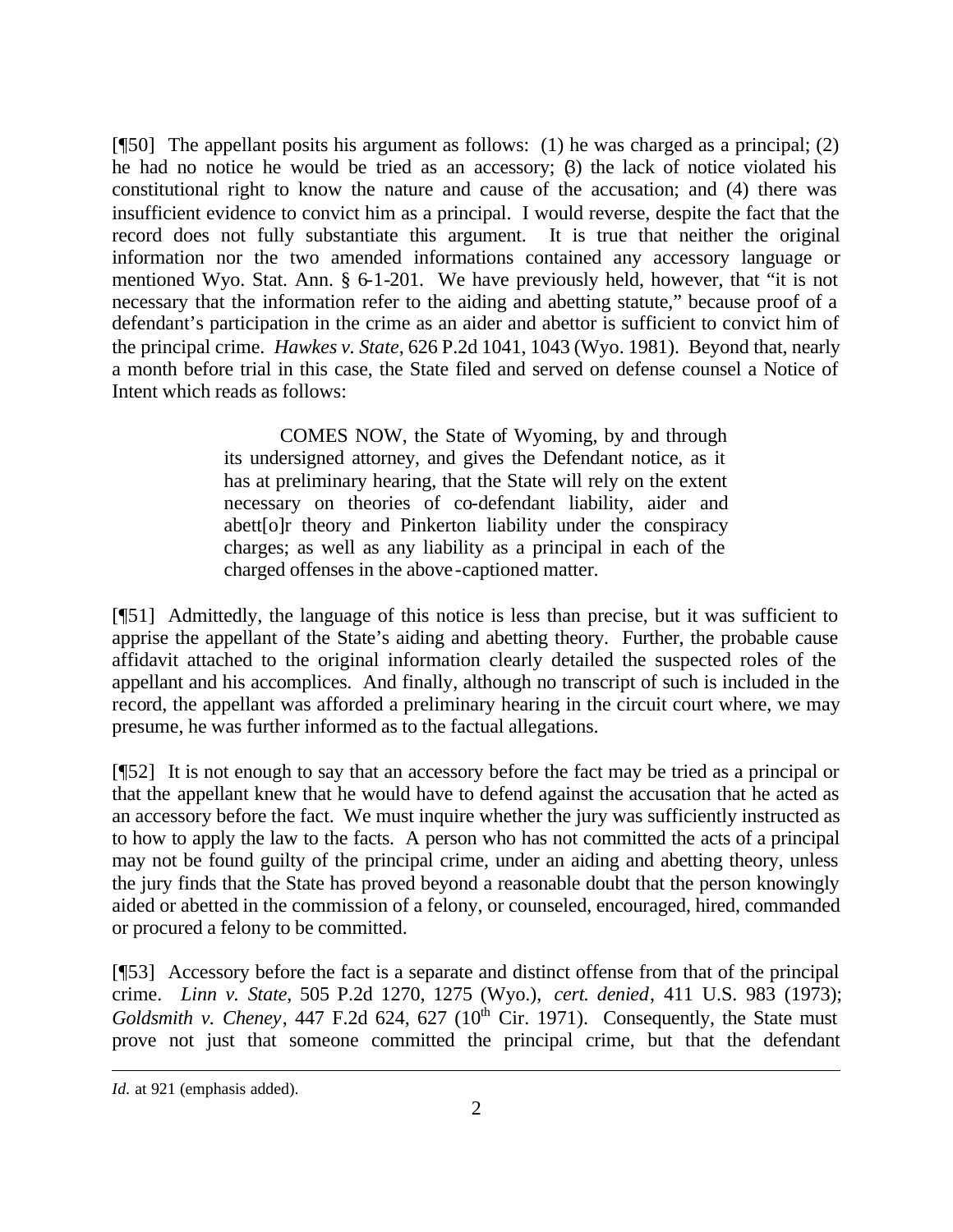[¶50] The appellant posits his argument as follows: (1) he was charged as a principal; (2) he had no notice he would be tried as an accessory; (3) the lack of notice violated his constitutional right to know the nature and cause of the accusation; and (4) there was insufficient evidence to convict him as a principal. I would reverse, despite the fact that the record does not fully substantiate this argument. It is true that neither the original information nor the two amended informations contained any accessory language or mentioned Wyo. Stat. Ann. § 6-1-201. We have previously held, however, that "it is not necessary that the information refer to the aiding and abetting statute," because proof of a defendant's participation in the crime as an aider and abettor is sufficient to convict him of the principal crime. *Hawkes v. State*, 626 P.2d 1041, 1043 (Wyo. 1981). Beyond that, nearly a month before trial in this case, the State filed and served on defense counsel a Notice of Intent which reads as follows:

> COMES NOW, the State of Wyoming, by and through its undersigned attorney, and gives the Defendant notice, as it has at preliminary hearing, that the State will rely on the extent necessary on theories of co-defendant liability, aider and abett[o]r theory and Pinkerton liability under the conspiracy charges; as well as any liability as a principal in each of the charged offenses in the above-captioned matter.

[¶51] Admittedly, the language of this notice is less than precise, but it was sufficient to apprise the appellant of the State's aiding and abetting theory. Further, the probable cause affidavit attached to the original information clearly detailed the suspected roles of the appellant and his accomplices. And finally, although no transcript of such is included in the record, the appellant was afforded a preliminary hearing in the circuit court where, we may presume, he was further informed as to the factual allegations.

[¶52] It is not enough to say that an accessory before the fact may be tried as a principal or that the appellant knew that he would have to defend against the accusation that he acted as an accessory before the fact. We must inquire whether the jury was sufficiently instructed as to how to apply the law to the facts. A person who has not committed the acts of a principal may not be found guilty of the principal crime, under an aiding and abetting theory, unless the jury finds that the State has proved beyond a reasonable doubt that the person knowingly aided or abetted in the commission of a felony, or counseled, encouraged, hired, commanded or procured a felony to be committed.

[¶53] Accessory before the fact is a separate and distinct offense from that of the principal crime. *Linn v. State*, 505 P.2d 1270, 1275 (Wyo.), *cert. denied*, 411 U.S. 983 (1973); *Goldsmith v. Cheney*, 447 F.2d 624, 627 (10th Cir. 1971). Consequently, the State must prove not just that someone committed the principal crime, but that the defendant

---

*Id.* at 921 (emphasis added).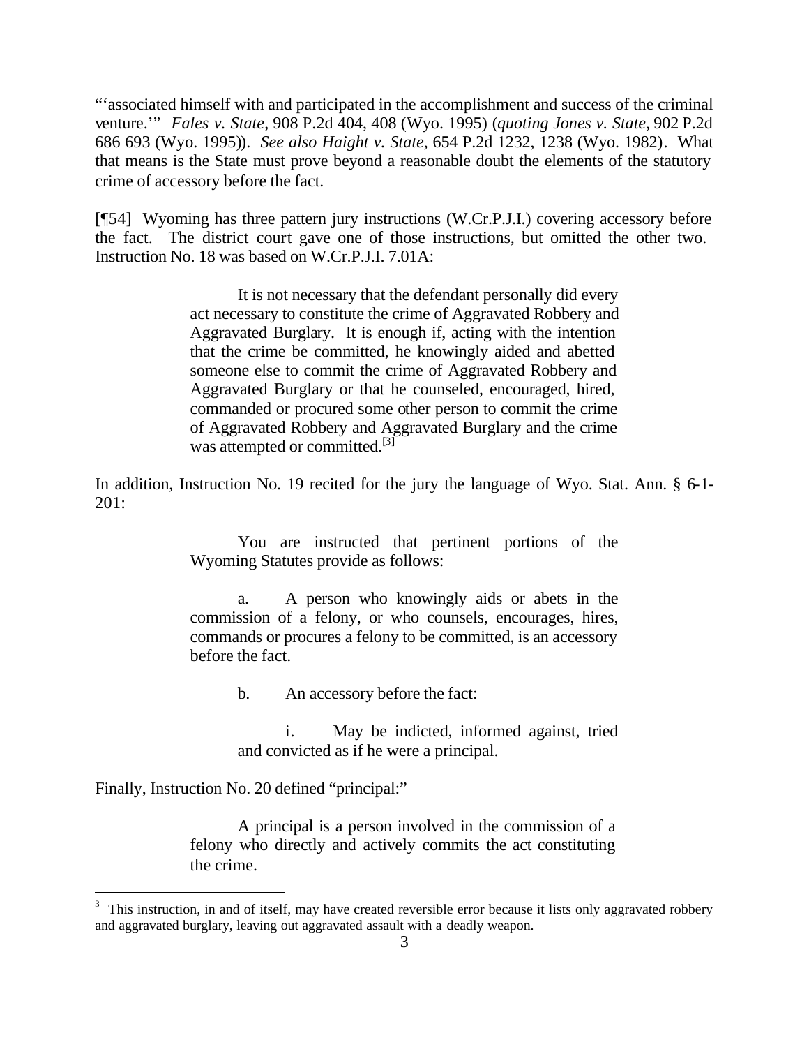"'associated himself with and participated in the accomplishment and success of the criminal venture.'" *Fales v. State*, 908 P.2d 404, 408 (Wyo. 1995) (*quoting Jones v. State*, 902 P.2d 686 693 (Wyo. 1995)). *See also Haight v. State*, 654 P.2d 1232, 1238 (Wyo. 1982). What that means is the State must prove beyond a reasonable doubt the elements of the statutory crime of accessory before the fact.

[¶54] Wyoming has three pattern jury instructions (W.Cr.P.J.I.) covering accessory before the fact. The district court gave one of those instructions, but omitted the other two. Instruction No. 18 was based on W.Cr.P.J.I. 7.01A:

> It is not necessary that the defendant personally did every act necessary to constitute the crime of Aggravated Robbery and Aggravated Burglary. It is enough if, acting with the intention that the crime be committed, he knowingly aided and abetted someone else to commit the crime of Aggravated Robbery and Aggravated Burglary or that he counseled, encouraged, hired, commanded or procured some other person to commit the crime of Aggravated Robbery and Aggravated Burglary and the crime was attempted or committed.[3]

In addition, Instruction No. 19 recited for the jury the language of Wyo. Stat. Ann. § 6-1-201:

> You are instructed that pertinent portions of the Wyoming Statutes provide as follows:
>
> a. A person who knowingly aids or abets in the commission of a felony, or who counsels, encourages, hires, commands or procures a felony to be committed, is an accessory before the fact.
>
> b. An accessory before the fact:
>
> i. May be indicted, informed against, tried and convicted as if he were a principal.

Finally, Instruction No. 20 defined "principal:"

> A principal is a person involved in the commission of a felony who directly and actively commits the act constituting the crime.

---

[3] This instruction, in and of itself, may have created reversible error because it lists only aggravated robbery and aggravated burglary, leaving out aggravated assault with a deadly weapon.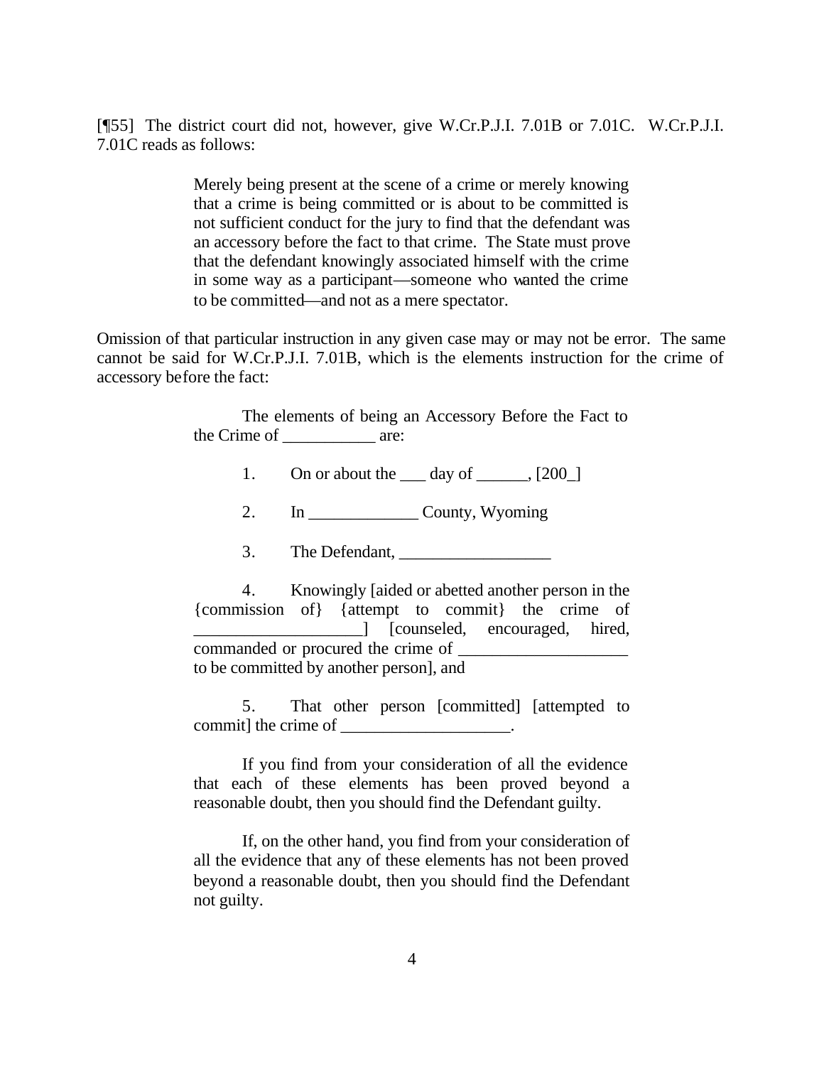[¶55] The district court did not, however, give W.Cr.P.J.I. 7.01B or 7.01C. W.Cr.P.J.I. 7.01C reads as follows:

> Merely being present at the scene of a crime or merely knowing that a crime is being committed or is about to be committed is not sufficient conduct for the jury to find that the defendant was an accessory before the fact to that crime. The State must prove that the defendant knowingly associated himself with the crime in some way as a participant—someone who wanted the crime to be committed—and not as a mere spectator.

Omission of that particular instruction in any given case may or may not be error. The same cannot be said for W.Cr.P.J.I. 7.01B, which is the elements instruction for the crime of accessory before the fact:

> The elements of being an Accessory Before the Fact to the Crime of ___________ are:
>
> 1. On or about the ___ day of ______, [200_]
>
> 2. In _____________ County, Wyoming
>
> 3. The Defendant, __________________
>
> 4. Knowingly [aided or abetted another person in the {commission of} {attempt to commit} the crime of ____________________] [counseled, encouraged, hired, commanded or procured the crime of ____________________ to be committed by another person], and
>
> 5. That other person [committed] [attempted to commit] the crime of ____________________.
>
> If you find from your consideration of all the evidence that each of these elements has been proved beyond a reasonable doubt, then you should find the Defendant guilty.
>
> If, on the other hand, you find from your consideration of all the evidence that any of these elements has not been proved beyond a reasonable doubt, then you should find the Defendant not guilty.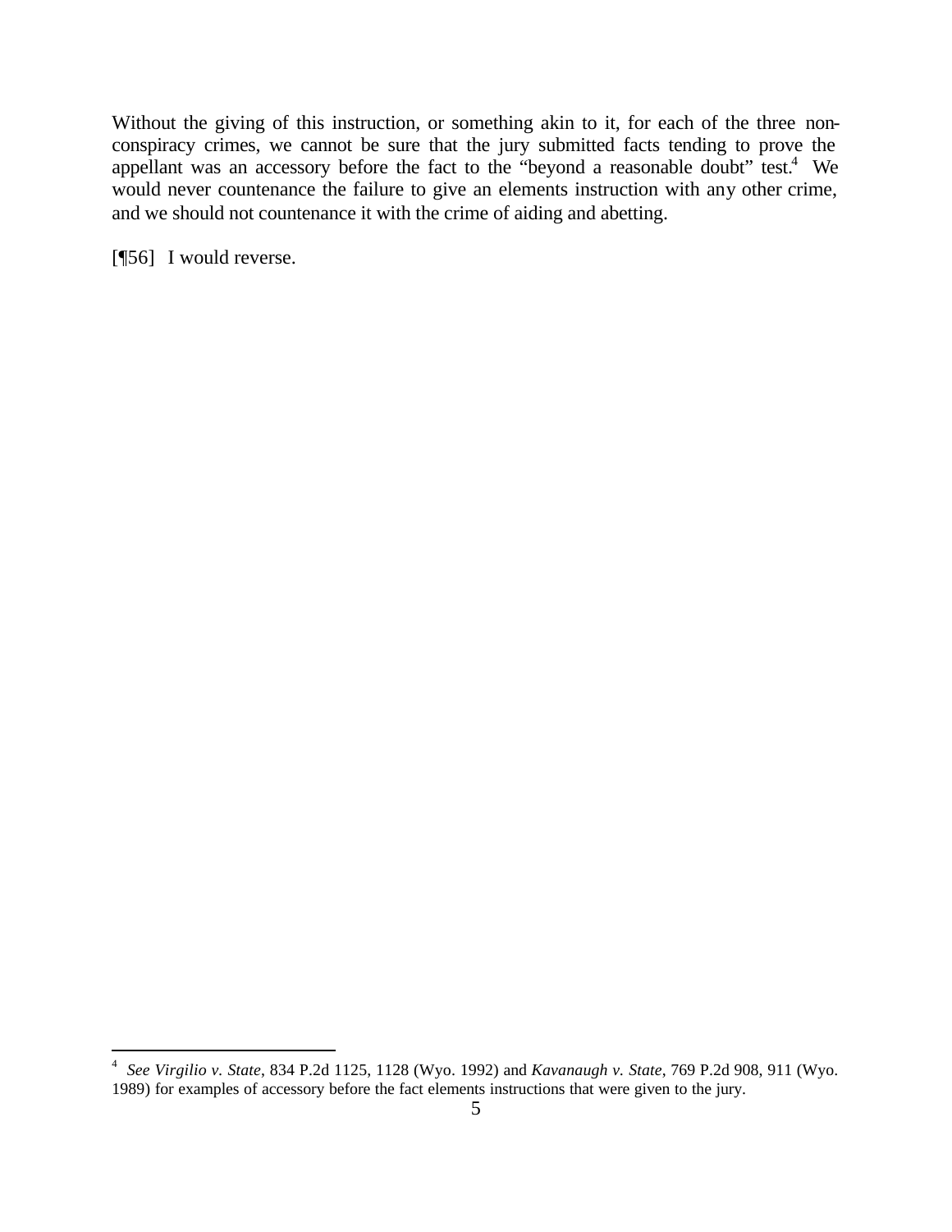Without the giving of this instruction, or something akin to it, for each of the three non-conspiracy crimes, we cannot be sure that the jury submitted facts tending to prove the appellant was an accessory before the fact to the "beyond a reasonable doubt" test.[4] We would never countenance the failure to give an elements instruction with any other crime, and we should not countenance it with the crime of aiding and abetting.

[¶56] I would reverse.

---

[4] *See Virgilio v. State*, 834 P.2d 1125, 1128 (Wyo. 1992) and *Kavanaugh v. State*, 769 P.2d 908, 911 (Wyo. 1989) for examples of accessory before the fact elements instructions that were given to the jury.